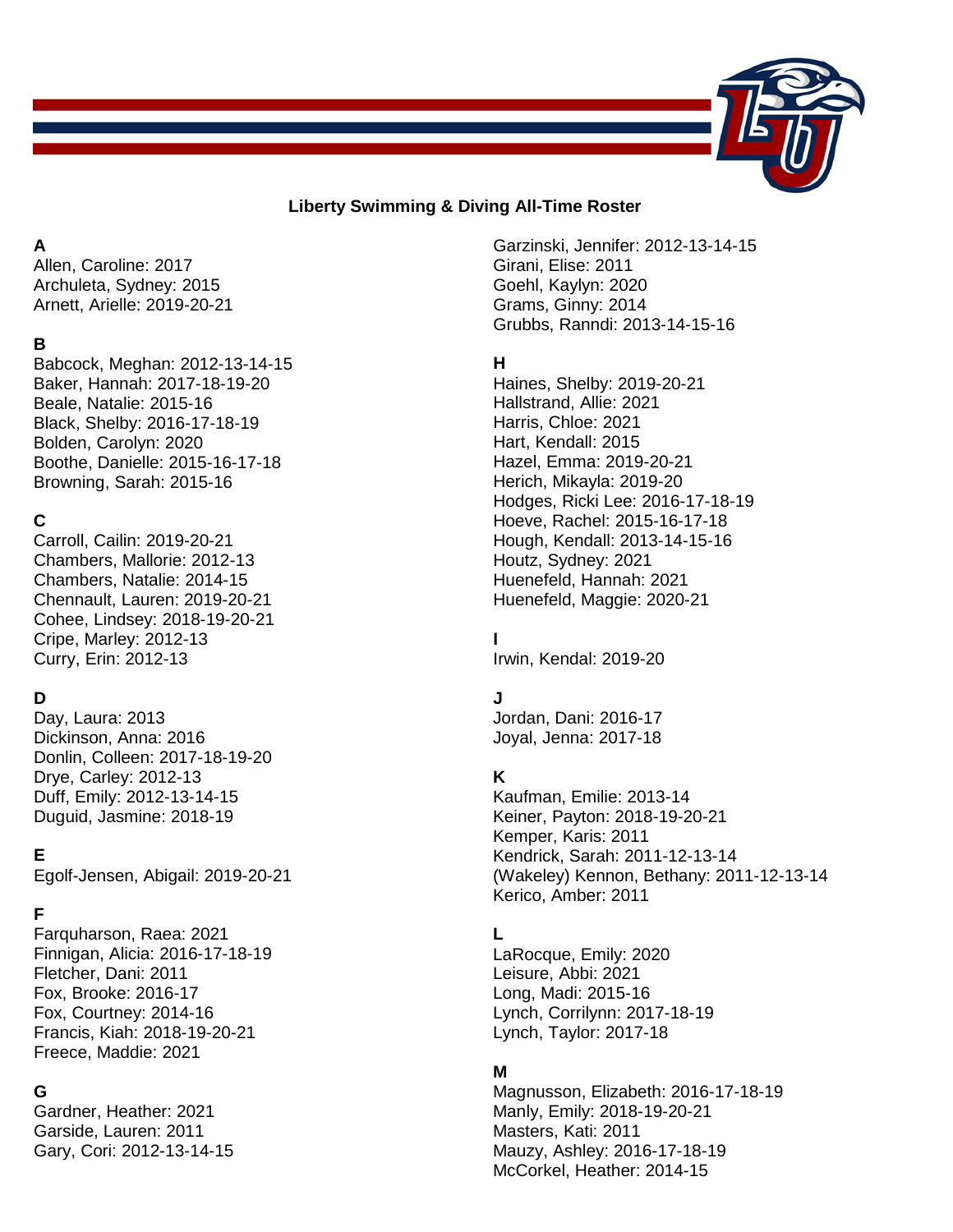# Liberty Swimming & Diving All-Time Roster

**A**
Allen, Caroline: 2017
Archuleta, Sydney: 2015
Arnett, Arielle: 2019-20-21

**B**
Babcock, Meghan: 2012-13-14-15
Baker, Hannah: 2017-18-19-20
Beale, Natalie: 2015-16
Black, Shelby: 2016-17-18-19
Bolden, Carolyn: 2020
Boothe, Danielle: 2015-16-17-18
Browning, Sarah: 2015-16

**C**
Carroll, Cailin: 2019-20-21
Chambers, Mallorie: 2012-13
Chambers, Natalie: 2014-15
Chennault, Lauren: 2019-20-21
Cohee, Lindsey: 2018-19-20-21
Cripe, Marley: 2012-13
Curry, Erin: 2012-13

**D**
Day, Laura: 2013
Dickinson, Anna: 2016
Donlin, Colleen: 2017-18-19-20
Drye, Carley: 2012-13
Duff, Emily: 2012-13-14-15
Duguid, Jasmine: 2018-19

**E**
Egolf-Jensen, Abigail: 2019-20-21

**F**
Farquharson, Raea: 2021
Finnigan, Alicia: 2016-17-18-19
Fletcher, Dani: 2011
Fox, Brooke: 2016-17
Fox, Courtney: 2014-16
Francis, Kiah: 2018-19-20-21
Freece, Maddie: 2021

**G**
Gardner, Heather: 2021
Garside, Lauren: 2011
Gary, Cori: 2012-13-14-15
Garzinski, Jennifer: 2012-13-14-15
Girani, Elise: 2011
Goehl, Kaylyn: 2020
Grams, Ginny: 2014
Grubbs, Randi: 2013-14-15-16

**H**
Haines, Shelby: 2019-20-21
Hallstrand, Allie: 2021
Harris, Chloe: 2021
Hart, Kendall: 2015
Hazel, Emma: 2019-20-21
Herich, Mikayla: 2019-20
Hodges, Ricki Lee: 2016-17-18-19
Hoeve, Rachel: 2015-16-17-18
Hough, Kendall: 2013-14-15-16
Houtz, Sydney: 2021
Huenefeld, Hannah: 2021
Huenefeld, Maggie: 2020-21

**I**
Irwin, Kendal: 2019-20

**J**
Jordan, Dani: 2016-17
Joyal, Jenna: 2017-18

**K**
Kaufman, Emilie: 2013-14
Keiner, Payton: 2018-19-20-21
Kemper, Karis: 2011
Kendrick, Sarah: 2011-12-13-14
(Wakeley) Kennon, Bethany: 2011-12-13-14
Kerico, Amber: 2011

**L**
LaRocque, Emily: 2020
Leisure, Abbi: 2021
Long, Madi: 2015-16
Lynch, Corrilynn: 2017-18-19
Lynch, Taylor: 2017-18

**M**
Magnusson, Elizabeth: 2016-17-18-19
Manly, Emily: 2018-19-20-21
Masters, Kati: 2011
Mauzy, Ashley: 2016-17-18-19
McCorkel, Heather: 2014-15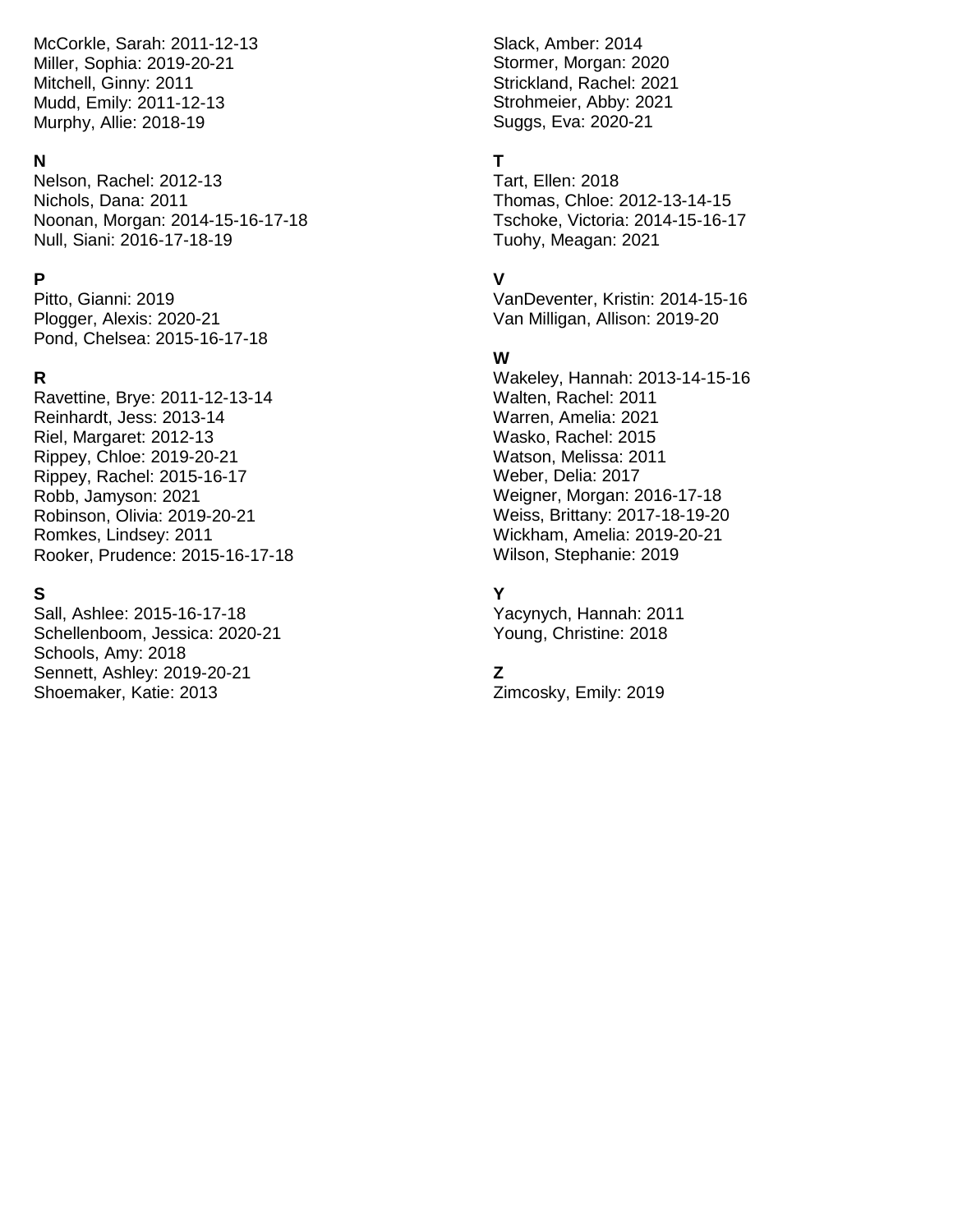McCorkle, Sarah: 2011-12-13
Miller, Sophia: 2019-20-21
Mitchell, Ginny: 2011
Mudd, Emily: 2011-12-13
Murphy, Allie: 2018-19

**N**
Nelson, Rachel: 2012-13
Nichols, Dana: 2011
Noonan, Morgan: 2014-15-16-17-18
Null, Siani: 2016-17-18-19

**P**
Pitto, Gianni: 2019
Plogger, Alexis: 2020-21
Pond, Chelsea: 2015-16-17-18

**R**
Ravettine, Brye: 2011-12-13-14
Reinhardt, Jess: 2013-14
Riel, Margaret: 2012-13
Rippey, Chloe: 2019-20-21
Rippey, Rachel: 2015-16-17
Robb, Jamyson: 2021
Robinson, Olivia: 2019-20-21
Romkes, Lindsey: 2011
Rooker, Prudence: 2015-16-17-18

**S**
Sall, Ashlee: 2015-16-17-18
Schellenboom, Jessica: 2020-21
Schools, Amy: 2018
Sennett, Ashley: 2019-20-21
Shoemaker, Katie: 2013
Slack, Amber: 2014
Stormer, Morgan: 2020
Strickland, Rachel: 2021
Strohmeier, Abby: 2021
Suggs, Eva: 2020-21

**T**
Tart, Ellen: 2018
Thomas, Chloe: 2012-13-14-15
Tschoke, Victoria: 2014-15-16-17
Tuohy, Meagan: 2021

**V**
VanDeventer, Kristin: 2014-15-16
Van Milligan, Allison: 2019-20

**W**
Wakeley, Hannah: 2013-14-15-16
Walten, Rachel: 2011
Warren, Amelia: 2021
Wasko, Rachel: 2015
Watson, Melissa: 2011
Weber, Delia: 2017
Weigner, Morgan: 2016-17-18
Weiss, Brittany: 2017-18-19-20
Wickham, Amelia: 2019-20-21
Wilson, Stephanie: 2019

**Y**
Yacynych, Hannah: 2011
Young, Christine: 2018

**Z**
Zimcosky, Emily: 2019